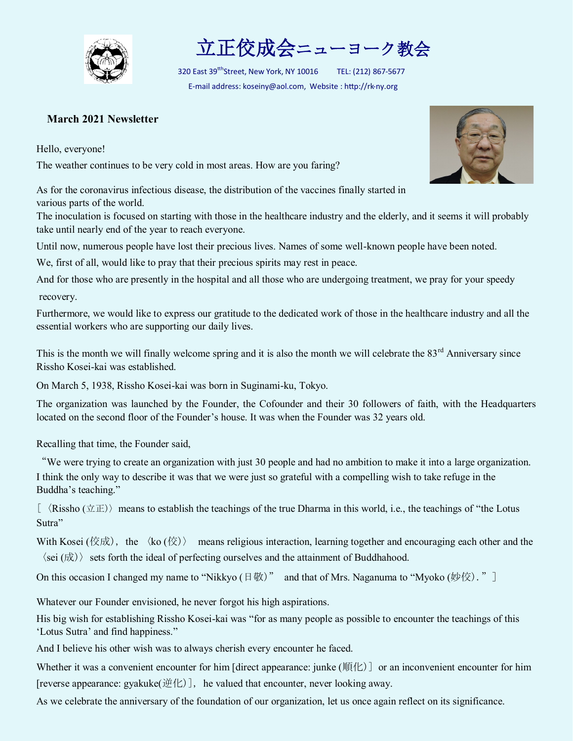# 立正佼成会ニューヨーク教会

320 East 39th Street, New York, NY 10016　　TEL: (212) 867-5677

E-mail address: koseiny@aol.com, Website : http://rk-ny.org

**March 2021 Newsletter**

Hello, everyone!

The weather continues to be very cold in most areas. How are you faring?

As for the coronavirus infectious disease, the distribution of the vaccines finally started in various parts of the world.

The inoculation is focused on starting with those in the healthcare industry and the elderly, and it seems it will probably take until nearly end of the year to reach everyone.

Until now, numerous people have lost their precious lives. Names of some well-known people have been noted.

We, first of all, would like to pray that their precious spirits may rest in peace.

And for those who are presently in the hospital and all those who are undergoing treatment, we pray for your speedy recovery.

Furthermore, we would like to express our gratitude to the dedicated work of those in the healthcare industry and all the essential workers who are supporting our daily lives.

This is the month we will finally welcome spring and it is also the month we will celebrate the 83rd Anniversary since Rissho Kosei-kai was established.

On March 5, 1938, Rissho Kosei-kai was born in Suginami-ku, Tokyo.

The organization was launched by the Founder, the Cofounder and their 30 followers of faith, with the Headquarters located on the second floor of the Founder's house. It was when the Founder was 32 years old.

Recalling that time, the Founder said,

"We were trying to create an organization with just 30 people and had no ambition to make it into a large organization. I think the only way to describe it was that we were just so grateful with a compelling wish to take refuge in the Buddha's teaching."

［〈Rissho (立正)〉 means to establish the teachings of the true Dharma in this world, i.e., the teachings of "the Lotus Sutra"

With Kosei (佼成), the 〈ko (佼)〉 means religious interaction, learning together and encouraging each other and the 〈sei (成)〉 sets forth the ideal of perfecting ourselves and the attainment of Buddhahood.

On this occasion I changed my name to "Nikkyo (日敬)" and that of Mrs. Naganuma to "Myoko (妙佼)."］

Whatever our Founder envisioned, he never forgot his high aspirations.

His big wish for establishing Rissho Kosei-kai was "for as many people as possible to encounter the teachings of this 'Lotus Sutra' and find happiness."

And I believe his other wish was to always cherish every encounter he faced.

Whether it was a convenient encounter for him [direct appearance: junke (順化)] or an inconvenient encounter for him [reverse appearance: gyakuke(逆化)], he valued that encounter, never looking away.

As we celebrate the anniversary of the foundation of our organization, let us once again reflect on its significance.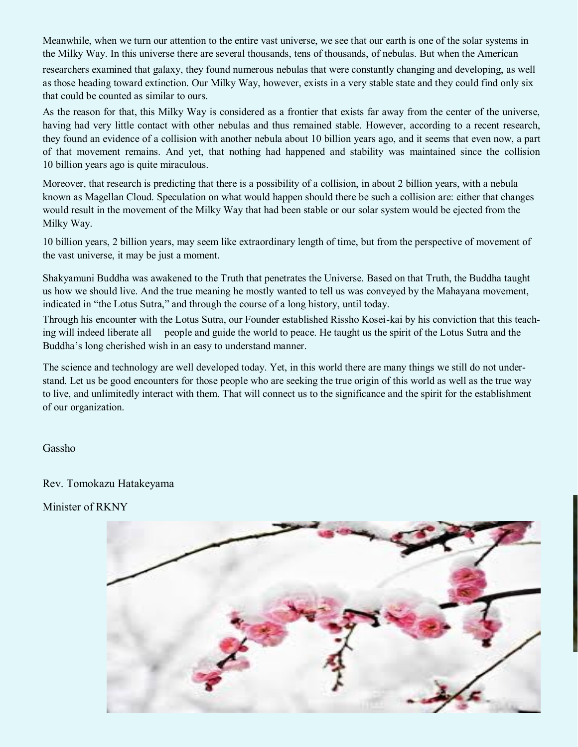Meanwhile, when we turn our attention to the entire vast universe, we see that our earth is one of the solar systems in the Milky Way. In this universe there are several thousands, tens of thousands, of nebulas. But when the American researchers examined that galaxy, they found numerous nebulas that were constantly changing and developing, as well as those heading toward extinction. Our Milky Way, however, exists in a very stable state and they could find only six that could be counted as similar to ours.

As the reason for that, this Milky Way is considered as a frontier that exists far away from the center of the universe, having had very little contact with other nebulas and thus remained stable. However, according to a recent research, they found an evidence of a collision with another nebula about 10 billion years ago, and it seems that even now, a part of that movement remains. And yet, that nothing had happened and stability was maintained since the collision 10 billion years ago is quite miraculous.

Moreover, that research is predicting that there is a possibility of a collision, in about 2 billion years, with a nebula known as Magellan Cloud. Speculation on what would happen should there be such a collision are: either that changes would result in the movement of the Milky Way that had been stable or our solar system would be ejected from the Milky Way.

10 billion years, 2 billion years, may seem like extraordinary length of time, but from the perspective of movement of the vast universe, it may be just a moment.

Shakyamuni Buddha was awakened to the Truth that penetrates the Universe. Based on that Truth, the Buddha taught us how we should live. And the true meaning he mostly wanted to tell us was conveyed by the Mahayana movement, indicated in "the Lotus Sutra," and through the course of a long history, until today.

Through his encounter with the Lotus Sutra, our Founder established Rissho Kosei-kai by his conviction that this teaching will indeed liberate all people and guide the world to peace. He taught us the spirit of the Lotus Sutra and the Buddha's long cherished wish in an easy to understand manner.

The science and technology are well developed today. Yet, in this world there are many things we still do not understand. Let us be good encounters for those people who are seeking the true origin of this world as well as the true way to live, and unlimitedly interact with them. That will connect us to the significance and the spirit for the establishment of our organization.

Gassho

Rev. Tomokazu Hatakeyama

Minister of RKNY